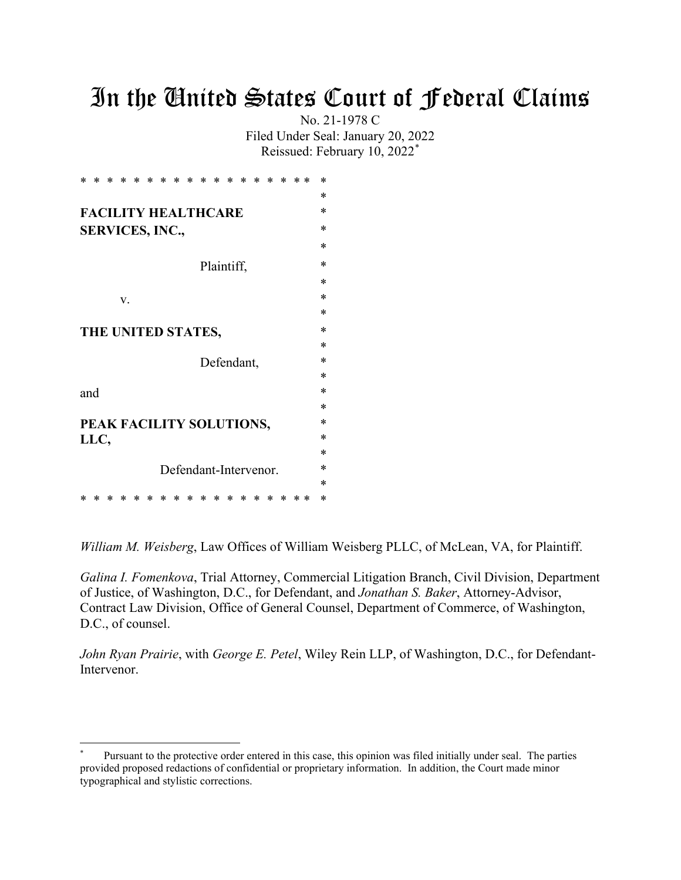# In the United States Court of Federal Claims

No. 21-1978 C
Filed Under Seal: January 20, 2022
Reissued: February 10, 2022[*]

**FACILITY HEALTHCARE SERVICES, INC.,**

Plaintiff,

v.

**THE UNITED STATES,**

Defendant,

and

**PEAK FACILITY SOLUTIONS, LLC,**

Defendant-Intervenor.

*William M. Weisberg*, Law Offices of William Weisberg PLLC, of McLean, VA, for Plaintiff.

*Galina I. Fomenkova*, Trial Attorney, Commercial Litigation Branch, Civil Division, Department of Justice, of Washington, D.C., for Defendant, and *Jonathan S. Baker*, Attorney-Advisor, Contract Law Division, Office of General Counsel, Department of Commerce, of Washington, D.C., of counsel.

*John Ryan Prairie*, with *George E. Petel*, Wiley Rein LLP, of Washington, D.C., for Defendant-Intervenor.

[*] Pursuant to the protective order entered in this case, this opinion was filed initially under seal. The parties provided proposed redactions of confidential or proprietary information. In addition, the Court made minor typographical and stylistic corrections.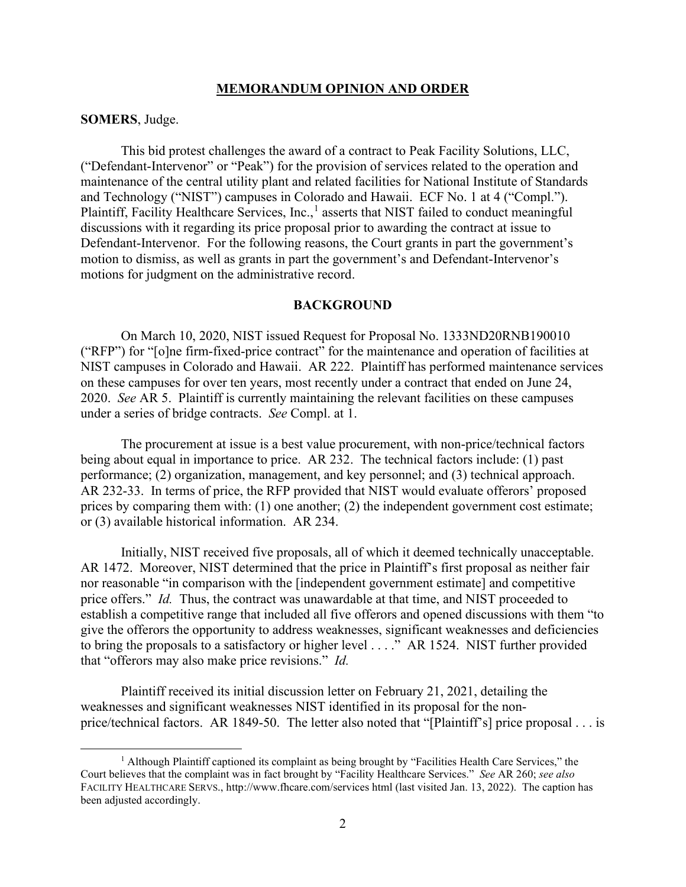## MEMORANDUM OPINION AND ORDER

**SOMERS**, Judge.

This bid protest challenges the award of a contract to Peak Facility Solutions, LLC, ("Defendant-Intervenor" or "Peak") for the provision of services related to the operation and maintenance of the central utility plant and related facilities for National Institute of Standards and Technology ("NIST") campuses in Colorado and Hawaii. ECF No. 1 at 4 ("Compl."). Plaintiff, Facility Healthcare Services, Inc.,[1] asserts that NIST failed to conduct meaningful discussions with it regarding its price proposal prior to awarding the contract at issue to Defendant-Intervenor. For the following reasons, the Court grants in part the government's motion to dismiss, as well as grants in part the government's and Defendant-Intervenor's motions for judgment on the administrative record.

## BACKGROUND

On March 10, 2020, NIST issued Request for Proposal No. 1333ND20RNB190010 ("RFP") for "[o]ne firm-fixed-price contract" for the maintenance and operation of facilities at NIST campuses in Colorado and Hawaii. AR 222. Plaintiff has performed maintenance services on these campuses for over ten years, most recently under a contract that ended on June 24, 2020. *See* AR 5. Plaintiff is currently maintaining the relevant facilities on these campuses under a series of bridge contracts. *See* Compl. at 1.

The procurement at issue is a best value procurement, with non-price/technical factors being about equal in importance to price. AR 232. The technical factors include: (1) past performance; (2) organization, management, and key personnel; and (3) technical approach. AR 232-33. In terms of price, the RFP provided that NIST would evaluate offerors' proposed prices by comparing them with: (1) one another; (2) the independent government cost estimate; or (3) available historical information. AR 234.

Initially, NIST received five proposals, all of which it deemed technically unacceptable. AR 1472. Moreover, NIST determined that the price in Plaintiff's first proposal as neither fair nor reasonable "in comparison with the [independent government estimate] and competitive price offers." *Id.* Thus, the contract was unawardable at that time, and NIST proceeded to establish a competitive range that included all five offerors and opened discussions with them "to give the offerors the opportunity to address weaknesses, significant weaknesses and deficiencies to bring the proposals to a satisfactory or higher level . . . ." AR 1524. NIST further provided that "offerors may also make price revisions." *Id.*

Plaintiff received its initial discussion letter on February 21, 2021, detailing the weaknesses and significant weaknesses NIST identified in its proposal for the non-price/technical factors. AR 1849-50. The letter also noted that "[Plaintiff's] price proposal . . . is

---

[1] Although Plaintiff captioned its complaint as being brought by "Facilities Health Care Services," the Court believes that the complaint was in fact brought by "Facility Healthcare Services." *See* AR 260; *see also* FACILITY HEALTHCARE SERVS., http://www.fhcare.com/services html (last visited Jan. 13, 2022). The caption has been adjusted accordingly.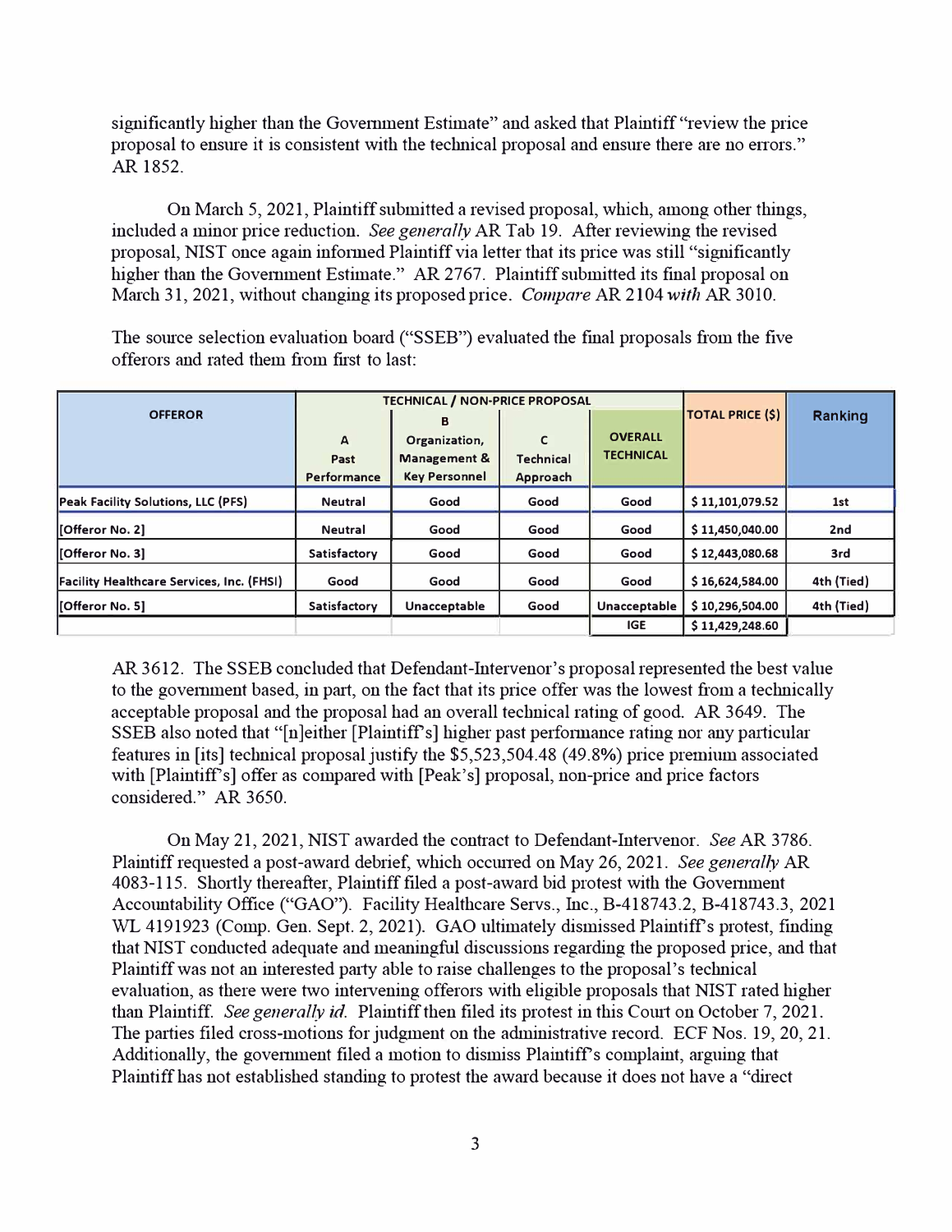significantly higher than the Government Estimate" and asked that Plaintiff "review the price proposal to ensure it is consistent with the technical proposal and ensure there are no errors." AR 1852.

On March 5, 2021, Plaintiff submitted a revised proposal, which, among other things, included a minor price reduction. *See generally* AR Tab 19. After reviewing the revised proposal, NIST once again informed Plaintiff via letter that its price was still "significantly higher than the Government Estimate." AR 2767. Plaintiff submitted its final proposal on March 31, 2021, without changing its proposed price. *Compare* AR 2104 *with* AR 3010.

The source selection evaluation board ("SSEB") evaluated the final proposals from the five offerors and rated them from first to last:

| OFFEROR | TECHNICAL / NON-PRICE PROPOSAL | | | | TOTAL PRICE ($) | Ranking |
|---|---|---|---|---|---|---|
| | A Past Performance | B Organization, Management & Key Personnel | C Technical Approach | OVERALL TECHNICAL | | |
| Peak Facility Solutions, LLC (PFS) | Neutral | Good | Good | Good | $ 11,101,079.52 | 1st |
| [Offeror No. 2] | Neutral | Good | Good | Good | $ 11,450,040.00 | 2nd |
| [Offeror No. 3] | Satisfactory | Good | Good | Good | $ 12,443,080.68 | 3rd |
| Facility Healthcare Services, Inc. (FHSI) | Good | Good | Good | Good | $ 16,624,584.00 | 4th (Tied) |
| [Offeror No. 5] | Satisfactory | Unacceptable | Good | Unacceptable | $ 10,296,504.00 | 4th (Tied) |
| | | | | IGE | $ 11,429,248.60 | |

AR 3612. The SSEB concluded that Defendant-Intervenor's proposal represented the best value to the government based, in part, on the fact that its price offer was the lowest from a technically acceptable proposal and the proposal had an overall technical rating of good. AR 3649. The SSEB also noted that "[n]either [Plaintiff's] higher past performance rating nor any particular features in [its] technical proposal justify the $5,523,504.48 (49.8%) price premium associated with [Plaintiff's] offer as compared with [Peak's] proposal, non-price and price factors considered." AR 3650.

On May 21, 2021, NIST awarded the contract to Defendant-Intervenor. *See* AR 3786. Plaintiff requested a post-award debrief, which occurred on May 26, 2021. *See generally* AR 4083-115. Shortly thereafter, Plaintiff filed a post-award bid protest with the Government Accountability Office ("GAO"). Facility Healthcare Servs., Inc., B-418743.2, B-418743.3, 2021 WL 4191923 (Comp. Gen. Sept. 2, 2021). GAO ultimately dismissed Plaintiff's protest, finding that NIST conducted adequate and meaningful discussions regarding the proposed price, and that Plaintiff was not an interested party able to raise challenges to the proposal's technical evaluation, as there were two intervening offerors with eligible proposals that NIST rated higher than Plaintiff. *See generally id.* Plaintiff then filed its protest in this Court on October 7, 2021. The parties filed cross-motions for judgment on the administrative record. ECF Nos. 19, 20, 21. Additionally, the government filed a motion to dismiss Plaintiff's complaint, arguing that Plaintiff has not established standing to protest the award because it does not have a "direct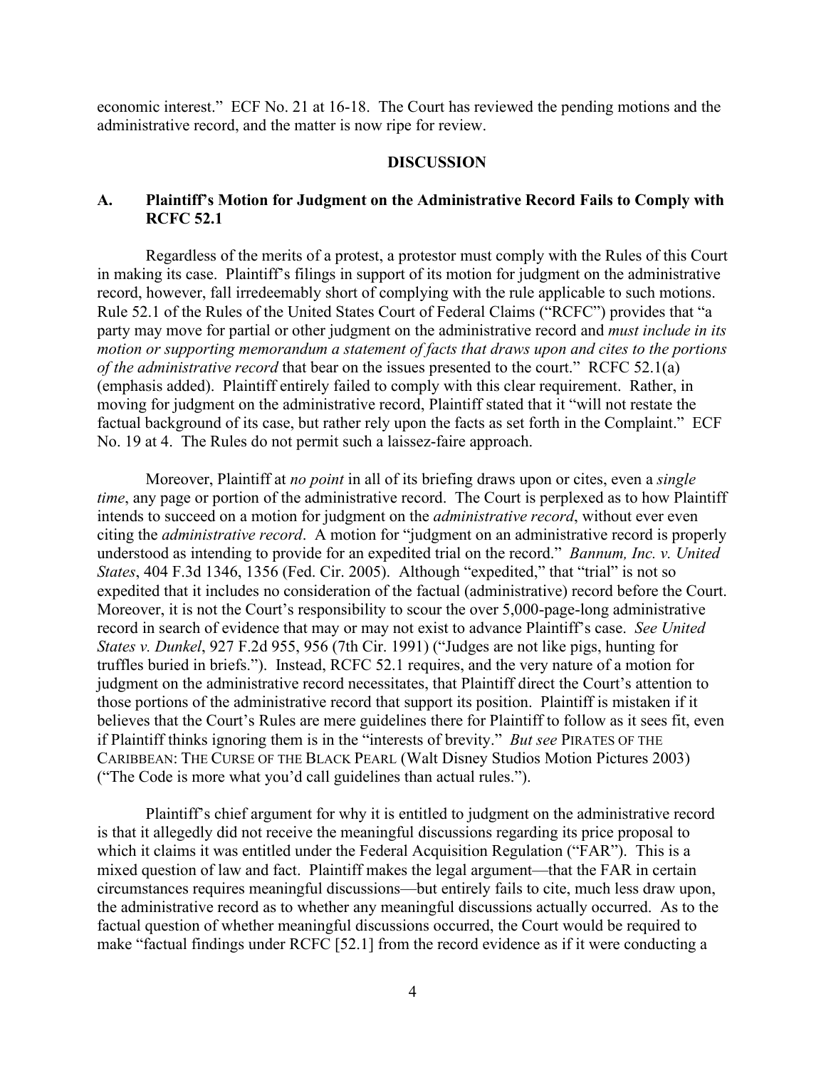economic interest." ECF No. 21 at 16-18. The Court has reviewed the pending motions and the administrative record, and the matter is now ripe for review.

## DISCUSSION

### A. Plaintiff's Motion for Judgment on the Administrative Record Fails to Comply with RCFC 52.1

Regardless of the merits of a protest, a protestor must comply with the Rules of this Court in making its case. Plaintiff's filings in support of its motion for judgment on the administrative record, however, fall irredeemably short of complying with the rule applicable to such motions. Rule 52.1 of the Rules of the United States Court of Federal Claims ("RCFC") provides that "a party may move for partial or other judgment on the administrative record and *must include in its motion or supporting memorandum a statement of facts that draws upon and cites to the portions of the administrative record* that bear on the issues presented to the court." RCFC 52.1(a) (emphasis added). Plaintiff entirely failed to comply with this clear requirement. Rather, in moving for judgment on the administrative record, Plaintiff stated that it "will not restate the factual background of its case, but rather rely upon the facts as set forth in the Complaint." ECF No. 19 at 4. The Rules do not permit such a laissez-faire approach.

Moreover, Plaintiff at *no point* in all of its briefing draws upon or cites, even a *single time*, any page or portion of the administrative record. The Court is perplexed as to how Plaintiff intends to succeed on a motion for judgment on the *administrative record*, without ever even citing the *administrative record*. A motion for "judgment on an administrative record is properly understood as intending to provide for an expedited trial on the record." *Bannum, Inc. v. United States*, 404 F.3d 1346, 1356 (Fed. Cir. 2005). Although "expedited," that "trial" is not so expedited that it includes no consideration of the factual (administrative) record before the Court. Moreover, it is not the Court's responsibility to scour the over 5,000-page-long administrative record in search of evidence that may or may not exist to advance Plaintiff's case. *See United States v. Dunkel*, 927 F.2d 955, 956 (7th Cir. 1991) ("Judges are not like pigs, hunting for truffles buried in briefs."). Instead, RCFC 52.1 requires, and the very nature of a motion for judgment on the administrative record necessitates, that Plaintiff direct the Court's attention to those portions of the administrative record that support its position. Plaintiff is mistaken if it believes that the Court's Rules are mere guidelines there for Plaintiff to follow as it sees fit, even if Plaintiff thinks ignoring them is in the "interests of brevity." *But see* PIRATES OF THE CARIBBEAN: THE CURSE OF THE BLACK PEARL (Walt Disney Studios Motion Pictures 2003) ("The Code is more what you'd call guidelines than actual rules.").

Plaintiff's chief argument for why it is entitled to judgment on the administrative record is that it allegedly did not receive the meaningful discussions regarding its price proposal to which it claims it was entitled under the Federal Acquisition Regulation ("FAR"). This is a mixed question of law and fact. Plaintiff makes the legal argument—that the FAR in certain circumstances requires meaningful discussions—but entirely fails to cite, much less draw upon, the administrative record as to whether any meaningful discussions actually occurred. As to the factual question of whether meaningful discussions occurred, the Court would be required to make "factual findings under RCFC [52.1] from the record evidence as if it were conducting a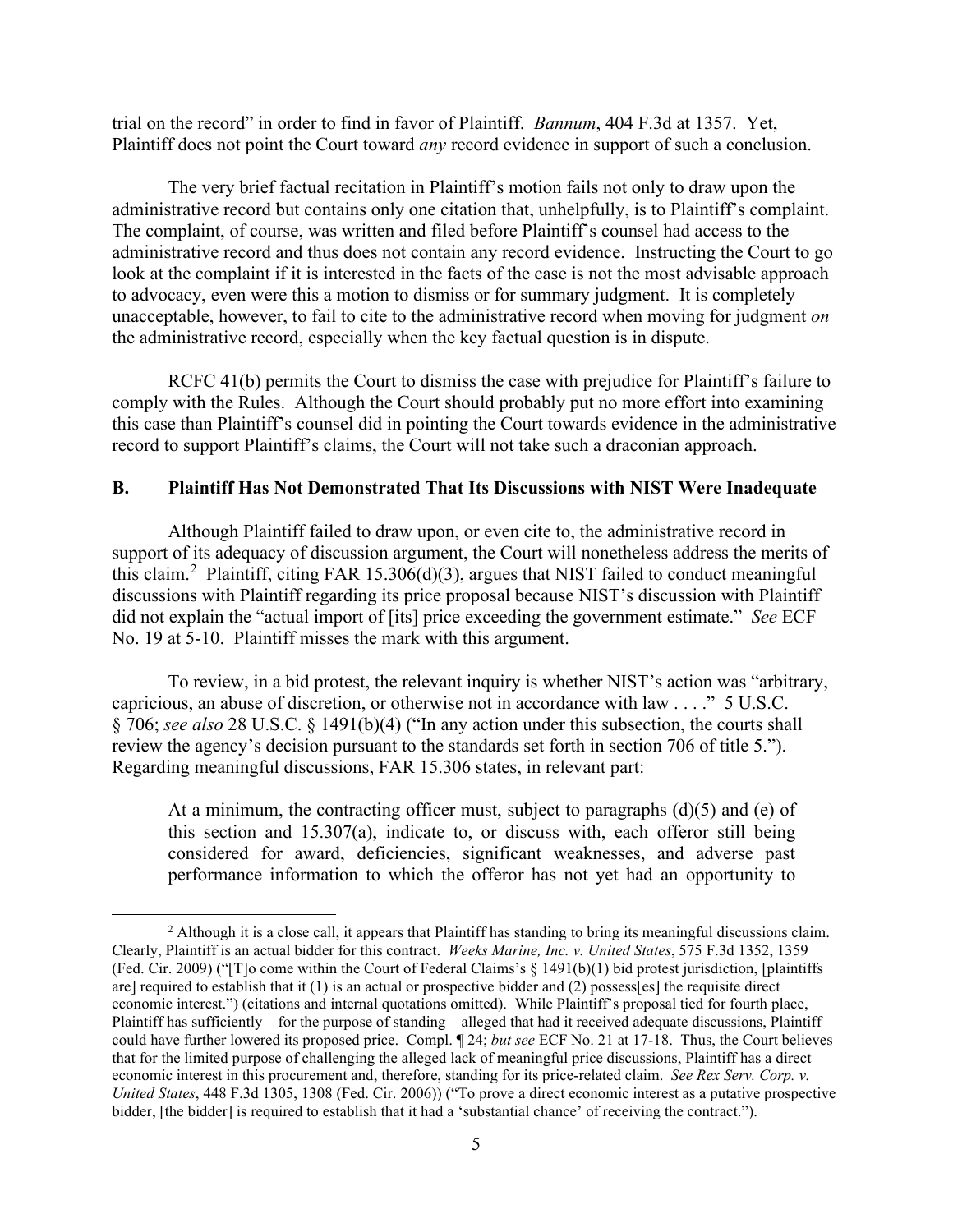trial on the record" in order to find in favor of Plaintiff. *Bannum*, 404 F.3d at 1357. Yet, Plaintiff does not point the Court toward *any* record evidence in support of such a conclusion.

The very brief factual recitation in Plaintiff's motion fails not only to draw upon the administrative record but contains only one citation that, unhelpfully, is to Plaintiff's complaint. The complaint, of course, was written and filed before Plaintiff's counsel had access to the administrative record and thus does not contain any record evidence. Instructing the Court to go look at the complaint if it is interested in the facts of the case is not the most advisable approach to advocacy, even were this a motion to dismiss or for summary judgment. It is completely unacceptable, however, to fail to cite to the administrative record when moving for judgment *on* the administrative record, especially when the key factual question is in dispute.

RCFC 41(b) permits the Court to dismiss the case with prejudice for Plaintiff's failure to comply with the Rules. Although the Court should probably put no more effort into examining this case than Plaintiff's counsel did in pointing the Court towards evidence in the administrative record to support Plaintiff's claims, the Court will not take such a draconian approach.

### B. Plaintiff Has Not Demonstrated That Its Discussions with NIST Were Inadequate

Although Plaintiff failed to draw upon, or even cite to, the administrative record in support of its adequacy of discussion argument, the Court will nonetheless address the merits of this claim.[2] Plaintiff, citing FAR 15.306(d)(3), argues that NIST failed to conduct meaningful discussions with Plaintiff regarding its price proposal because NIST's discussion with Plaintiff did not explain the "actual import of [its] price exceeding the government estimate." *See* ECF No. 19 at 5-10. Plaintiff misses the mark with this argument.

To review, in a bid protest, the relevant inquiry is whether NIST's action was "arbitrary, capricious, an abuse of discretion, or otherwise not in accordance with law . . . ." 5 U.S.C. § 706; *see also* 28 U.S.C. § 1491(b)(4) ("In any action under this subsection, the courts shall review the agency's decision pursuant to the standards set forth in section 706 of title 5."). Regarding meaningful discussions, FAR 15.306 states, in relevant part:

> At a minimum, the contracting officer must, subject to paragraphs (d)(5) and (e) of this section and 15.307(a), indicate to, or discuss with, each offeror still being considered for award, deficiencies, significant weaknesses, and adverse past performance information to which the offeror has not yet had an opportunity to

[2] Although it is a close call, it appears that Plaintiff has standing to bring its meaningful discussions claim. Clearly, Plaintiff is an actual bidder for this contract. *Weeks Marine, Inc. v. United States*, 575 F.3d 1352, 1359 (Fed. Cir. 2009) ("[T]o come within the Court of Federal Claims's § 1491(b)(1) bid protest jurisdiction, [plaintiffs are] required to establish that it (1) is an actual or prospective bidder and (2) possess[es] the requisite direct economic interest.") (citations and internal quotations omitted). While Plaintiff's proposal tied for fourth place, Plaintiff has sufficiently—for the purpose of standing—alleged that had it received adequate discussions, Plaintiff could have further lowered its proposed price. Compl. ¶ 24; *but see* ECF No. 21 at 17-18. Thus, the Court believes that for the limited purpose of challenging the alleged lack of meaningful price discussions, Plaintiff has a direct economic interest in this procurement and, therefore, standing for its price-related claim. *See Rex Serv. Corp. v. United States*, 448 F.3d 1305, 1308 (Fed. Cir. 2006)) ("To prove a direct economic interest as a putative prospective bidder, [the bidder] is required to establish that it had a 'substantial chance' of receiving the contract.").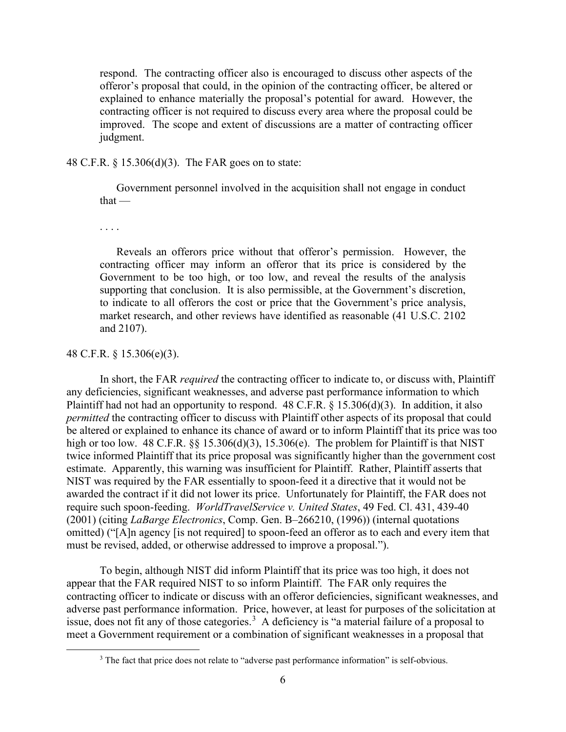> respond. The contracting officer also is encouraged to discuss other aspects of the offeror's proposal that could, in the opinion of the contracting officer, be altered or explained to enhance materially the proposal's potential for award. However, the contracting officer is not required to discuss every area where the proposal could be improved. The scope and extent of discussions are a matter of contracting officer judgment.

48 C.F.R. § 15.306(d)(3). The FAR goes on to state:

> Government personnel involved in the acquisition shall not engage in conduct that —
>
> . . . .
>
> Reveals an offerors price without that offeror's permission. However, the contracting officer may inform an offeror that its price is considered by the Government to be too high, or too low, and reveal the results of the analysis supporting that conclusion. It is also permissible, at the Government's discretion, to indicate to all offerors the cost or price that the Government's price analysis, market research, and other reviews have identified as reasonable (41 U.S.C. 2102 and 2107).

48 C.F.R. § 15.306(e)(3).

In short, the FAR *required* the contracting officer to indicate to, or discuss with, Plaintiff any deficiencies, significant weaknesses, and adverse past performance information to which Plaintiff had not had an opportunity to respond. 48 C.F.R. § 15.306(d)(3). In addition, it also *permitted* the contracting officer to discuss with Plaintiff other aspects of its proposal that could be altered or explained to enhance its chance of award or to inform Plaintiff that its price was too high or too low. 48 C.F.R. §§ 15.306(d)(3), 15.306(e). The problem for Plaintiff is that NIST twice informed Plaintiff that its price proposal was significantly higher than the government cost estimate. Apparently, this warning was insufficient for Plaintiff. Rather, Plaintiff asserts that NIST was required by the FAR essentially to spoon-feed it a directive that it would not be awarded the contract if it did not lower its price. Unfortunately for Plaintiff, the FAR does not require such spoon-feeding. *WorldTravelService v. United States*, 49 Fed. Cl. 431, 439-40 (2001) (citing *LaBarge Electronics*, Comp. Gen. B–266210, (1996)) (internal quotations omitted) ("[A]n agency [is not required] to spoon-feed an offeror as to each and every item that must be revised, added, or otherwise addressed to improve a proposal.").

To begin, although NIST did inform Plaintiff that its price was too high, it does not appear that the FAR required NIST to so inform Plaintiff. The FAR only requires the contracting officer to indicate or discuss with an offeror deficiencies, significant weaknesses, and adverse past performance information. Price, however, at least for purposes of the solicitation at issue, does not fit any of those categories.[3] A deficiency is "a material failure of a proposal to meet a Government requirement or a combination of significant weaknesses in a proposal that

[3] The fact that price does not relate to "adverse past performance information" is self-obvious.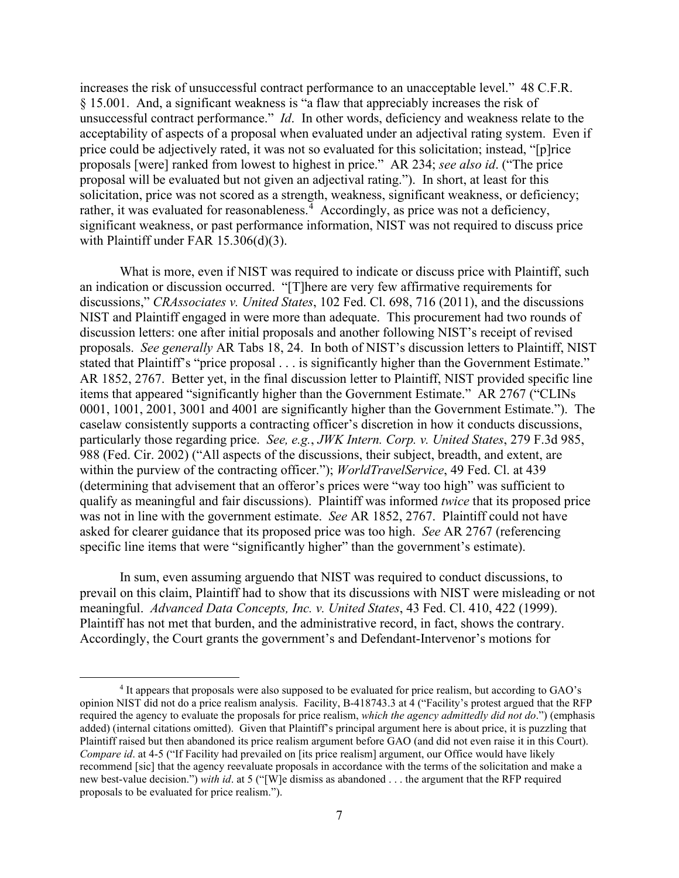increases the risk of unsuccessful contract performance to an unacceptable level." 48 C.F.R. § 15.001. And, a significant weakness is "a flaw that appreciably increases the risk of unsuccessful contract performance." *Id*. In other words, deficiency and weakness relate to the acceptability of aspects of a proposal when evaluated under an adjectival rating system. Even if price could be adjectively rated, it was not so evaluated for this solicitation; instead, "[p]rice proposals [were] ranked from lowest to highest in price." AR 234; *see also id*. ("The price proposal will be evaluated but not given an adjectival rating."). In short, at least for this solicitation, price was not scored as a strength, weakness, significant weakness, or deficiency; rather, it was evaluated for reasonableness.[4] Accordingly, as price was not a deficiency, significant weakness, or past performance information, NIST was not required to discuss price with Plaintiff under FAR 15.306(d)(3).

What is more, even if NIST was required to indicate or discuss price with Plaintiff, such an indication or discussion occurred. "[T]here are very few affirmative requirements for discussions," *CRAssociates v. United States*, 102 Fed. Cl. 698, 716 (2011), and the discussions NIST and Plaintiff engaged in were more than adequate. This procurement had two rounds of discussion letters: one after initial proposals and another following NIST's receipt of revised proposals. *See generally* AR Tabs 18, 24. In both of NIST's discussion letters to Plaintiff, NIST stated that Plaintiff's "price proposal . . . is significantly higher than the Government Estimate." AR 1852, 2767. Better yet, in the final discussion letter to Plaintiff, NIST provided specific line items that appeared "significantly higher than the Government Estimate." AR 2767 ("CLINs 0001, 1001, 2001, 3001 and 4001 are significantly higher than the Government Estimate."). The caselaw consistently supports a contracting officer's discretion in how it conducts discussions, particularly those regarding price. *See, e.g.*, *JWK Intern. Corp. v. United States*, 279 F.3d 985, 988 (Fed. Cir. 2002) ("All aspects of the discussions, their subject, breadth, and extent, are within the purview of the contracting officer."); *WorldTravelService*, 49 Fed. Cl. at 439 (determining that advisement that an offeror's prices were "way too high" was sufficient to qualify as meaningful and fair discussions). Plaintiff was informed *twice* that its proposed price was not in line with the government estimate. *See* AR 1852, 2767. Plaintiff could not have asked for clearer guidance that its proposed price was too high. *See* AR 2767 (referencing specific line items that were "significantly higher" than the government's estimate).

In sum, even assuming arguendo that NIST was required to conduct discussions, to prevail on this claim, Plaintiff had to show that its discussions with NIST were misleading or not meaningful. *Advanced Data Concepts, Inc. v. United States*, 43 Fed. Cl. 410, 422 (1999). Plaintiff has not met that burden, and the administrative record, in fact, shows the contrary. Accordingly, the Court grants the government's and Defendant-Intervenor's motions for

[4] It appears that proposals were also supposed to be evaluated for price realism, but according to GAO's opinion NIST did not do a price realism analysis. Facility, B-418743.3 at 4 ("Facility's protest argued that the RFP required the agency to evaluate the proposals for price realism, *which the agency admittedly did not do*.") (emphasis added) (internal citations omitted). Given that Plaintiff's principal argument here is about price, it is puzzling that Plaintiff raised but then abandoned its price realism argument before GAO (and did not even raise it in this Court). *Compare id*. at 4-5 ("If Facility had prevailed on [its price realism] argument, our Office would have likely recommend [sic] that the agency reevaluate proposals in accordance with the terms of the solicitation and make a new best-value decision.") *with id*. at 5 ("[W]e dismiss as abandoned . . . the argument that the RFP required proposals to be evaluated for price realism.").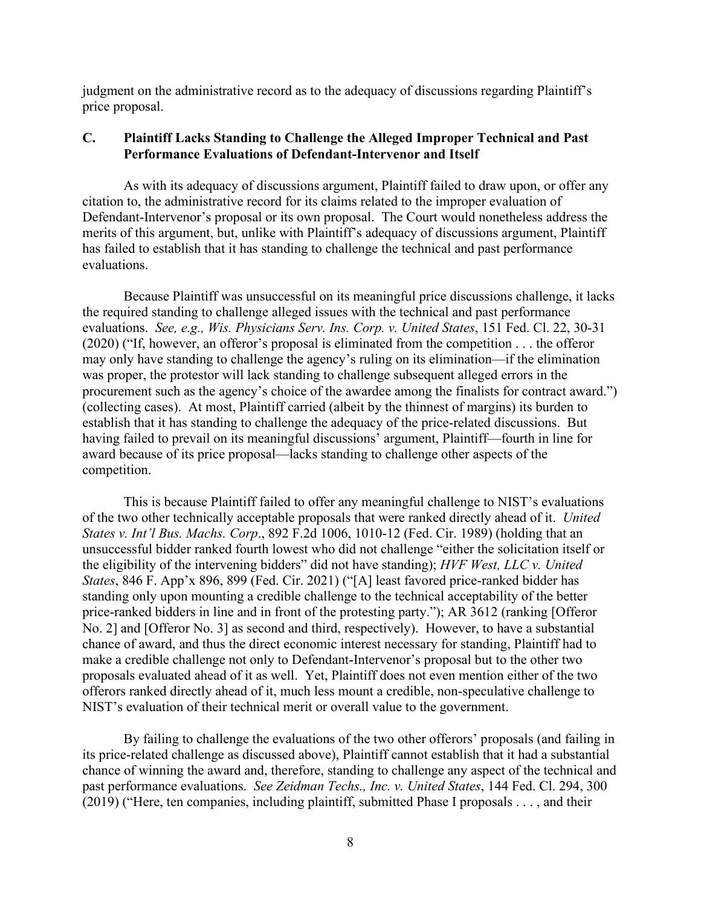judgment on the administrative record as to the adequacy of discussions regarding Plaintiff's price proposal.

### C. Plaintiff Lacks Standing to Challenge the Alleged Improper Technical and Past Performance Evaluations of Defendant-Intervenor and Itself

As with its adequacy of discussions argument, Plaintiff failed to draw upon, or offer any citation to, the administrative record for its claims related to the improper evaluation of Defendant-Intervenor's proposal or its own proposal. The Court would nonetheless address the merits of this argument, but, unlike with Plaintiff's adequacy of discussions argument, Plaintiff has failed to establish that it has standing to challenge the technical and past performance evaluations.

Because Plaintiff was unsuccessful on its meaningful price discussions challenge, it lacks the required standing to challenge alleged issues with the technical and past performance evaluations. *See, e.g., Wis. Physicians Serv. Ins. Corp. v. United States*, 151 Fed. Cl. 22, 30-31 (2020) ("If, however, an offeror's proposal is eliminated from the competition . . . the offeror may only have standing to challenge the agency's ruling on its elimination—if the elimination was proper, the protestor will lack standing to challenge subsequent alleged errors in the procurement such as the agency's choice of the awardee among the finalists for contract award.") (collecting cases). At most, Plaintiff carried (albeit by the thinnest of margins) its burden to establish that it has standing to challenge the adequacy of the price-related discussions. But having failed to prevail on its meaningful discussions' argument, Plaintiff—fourth in line for award because of its price proposal—lacks standing to challenge other aspects of the competition.

This is because Plaintiff failed to offer any meaningful challenge to NIST's evaluations of the two other technically acceptable proposals that were ranked directly ahead of it. *United States v. Int'l Bus. Machs. Corp*., 892 F.2d 1006, 1010-12 (Fed. Cir. 1989) (holding that an unsuccessful bidder ranked fourth lowest who did not challenge "either the solicitation itself or the eligibility of the intervening bidders" did not have standing); *HVF West, LLC v. United States*, 846 F. App'x 896, 899 (Fed. Cir. 2021) ("[A] least favored price-ranked bidder has standing only upon mounting a credible challenge to the technical acceptability of the better price-ranked bidders in line and in front of the protesting party."); AR 3612 (ranking [Offeror No. 2] and [Offeror No. 3] as second and third, respectively). However, to have a substantial chance of award, and thus the direct economic interest necessary for standing, Plaintiff had to make a credible challenge not only to Defendant-Intervenor's proposal but to the other two proposals evaluated ahead of it as well. Yet, Plaintiff does not even mention either of the two offerors ranked directly ahead of it, much less mount a credible, non-speculative challenge to NIST's evaluation of their technical merit or overall value to the government.

By failing to challenge the evaluations of the two other offerors' proposals (and failing in its price-related challenge as discussed above), Plaintiff cannot establish that it had a substantial chance of winning the award and, therefore, standing to challenge any aspect of the technical and past performance evaluations. *See Zeidman Techs., Inc. v. United States*, 144 Fed. Cl. 294, 300 (2019) ("Here, ten companies, including plaintiff, submitted Phase I proposals . . . , and their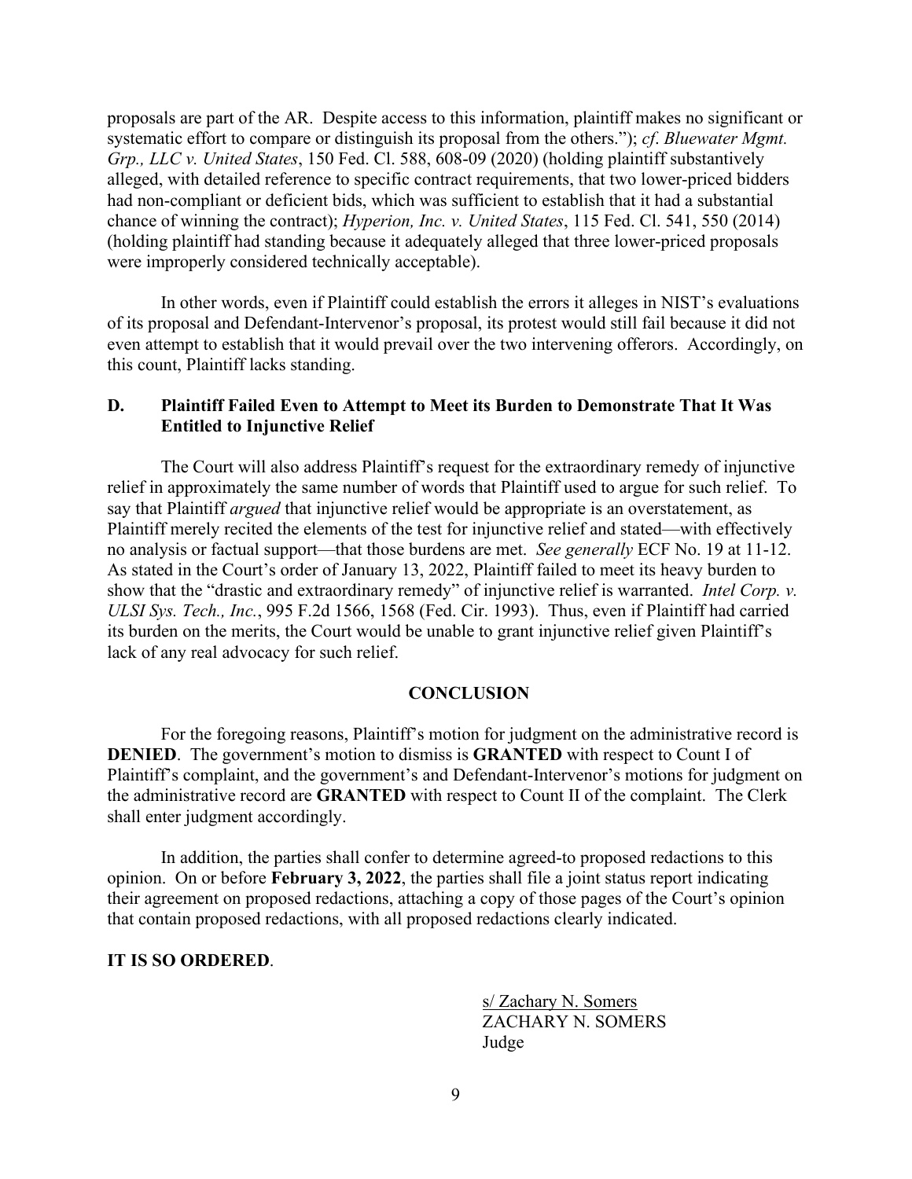proposals are part of the AR. Despite access to this information, plaintiff makes no significant or systematic effort to compare or distinguish its proposal from the others."); *cf*. *Bluewater Mgmt. Grp., LLC v. United States*, 150 Fed. Cl. 588, 608-09 (2020) (holding plaintiff substantively alleged, with detailed reference to specific contract requirements, that two lower-priced bidders had non-compliant or deficient bids, which was sufficient to establish that it had a substantial chance of winning the contract); *Hyperion, Inc. v. United States*, 115 Fed. Cl. 541, 550 (2014) (holding plaintiff had standing because it adequately alleged that three lower-priced proposals were improperly considered technically acceptable).

In other words, even if Plaintiff could establish the errors it alleges in NIST's evaluations of its proposal and Defendant-Intervenor's proposal, its protest would still fail because it did not even attempt to establish that it would prevail over the two intervening offerors. Accordingly, on this count, Plaintiff lacks standing.

### D. Plaintiff Failed Even to Attempt to Meet its Burden to Demonstrate That It Was Entitled to Injunctive Relief

The Court will also address Plaintiff's request for the extraordinary remedy of injunctive relief in approximately the same number of words that Plaintiff used to argue for such relief. To say that Plaintiff *argued* that injunctive relief would be appropriate is an overstatement, as Plaintiff merely recited the elements of the test for injunctive relief and stated—with effectively no analysis or factual support—that those burdens are met. *See generally* ECF No. 19 at 11-12. As stated in the Court's order of January 13, 2022, Plaintiff failed to meet its heavy burden to show that the "drastic and extraordinary remedy" of injunctive relief is warranted. *Intel Corp. v. ULSI Sys. Tech., Inc.*, 995 F.2d 1566, 1568 (Fed. Cir. 1993). Thus, even if Plaintiff had carried its burden on the merits, the Court would be unable to grant injunctive relief given Plaintiff's lack of any real advocacy for such relief.

## CONCLUSION

For the foregoing reasons, Plaintiff's motion for judgment on the administrative record is **DENIED**. The government's motion to dismiss is **GRANTED** with respect to Count I of Plaintiff's complaint, and the government's and Defendant-Intervenor's motions for judgment on the administrative record are **GRANTED** with respect to Count II of the complaint. The Clerk shall enter judgment accordingly.

In addition, the parties shall confer to determine agreed-to proposed redactions to this opinion. On or before **February 3, 2022**, the parties shall file a joint status report indicating their agreement on proposed redactions, attaching a copy of those pages of the Court's opinion that contain proposed redactions, with all proposed redactions clearly indicated.

**IT IS SO ORDERED**.

s/ Zachary N. Somers
ZACHARY N. SOMERS
Judge